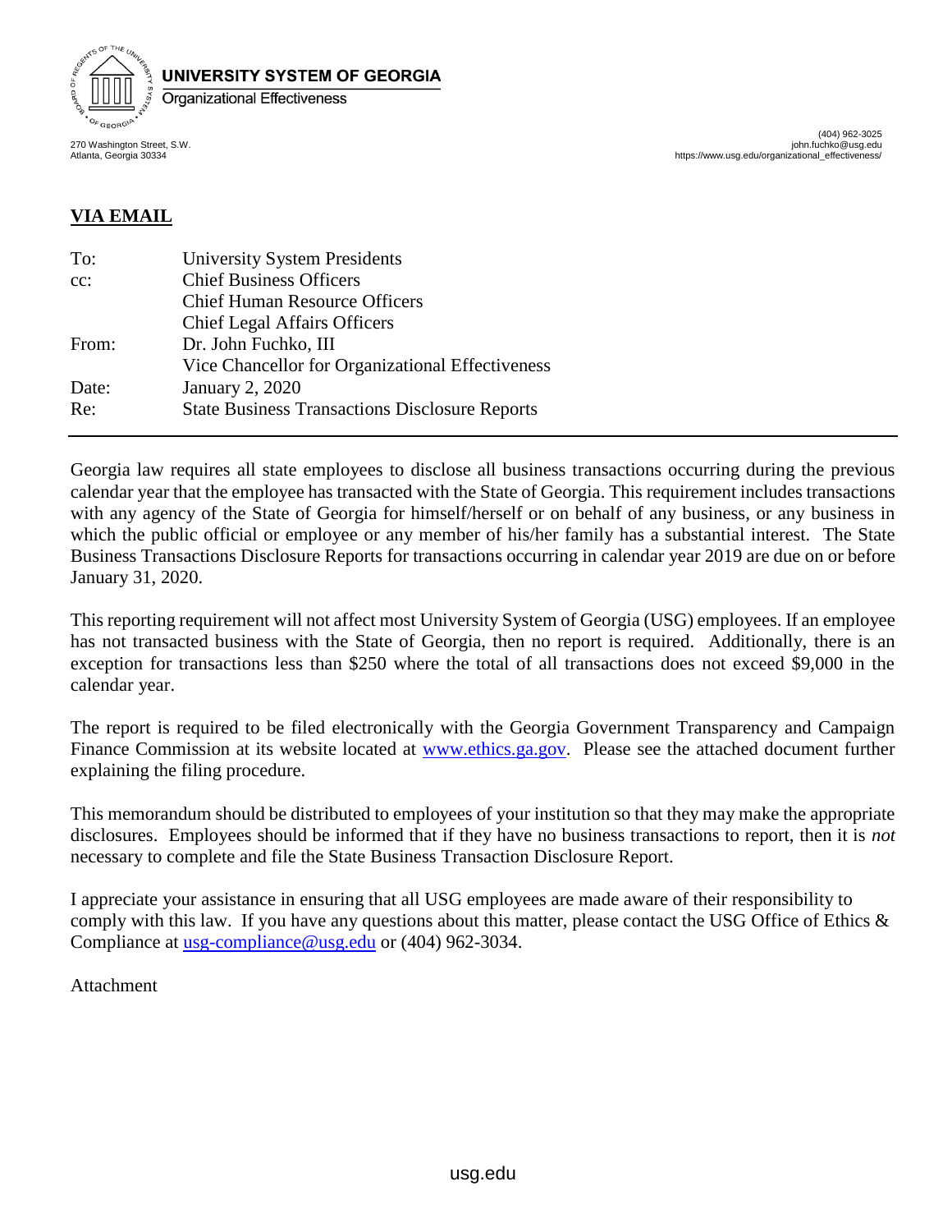**UNIVERSITY SYSTEM OF GEORGIA**
Organizational Effectiveness

270 Washington Street, S.W.
Atlanta, Georgia 30334

(404) 962-3025
john.fuchko@usg.edu
https://www.usg.edu/organizational_effectiveness/

**VIA EMAIL**

| | |
|---|---|
| To: | University System Presidents |
| cc: | Chief Business Officers |
| | Chief Human Resource Officers |
| | Chief Legal Affairs Officers |
| From: | Dr. John Fuchko, III |
| | Vice Chancellor for Organizational Effectiveness |
| Date: | January 2, 2020 |
| Re: | State Business Transactions Disclosure Reports |

---

Georgia law requires all state employees to disclose all business transactions occurring during the previous calendar year that the employee has transacted with the State of Georgia. This requirement includes transactions with any agency of the State of Georgia for himself/herself or on behalf of any business, or any business in which the public official or employee or any member of his/her family has a substantial interest. The State Business Transactions Disclosure Reports for transactions occurring in calendar year 2019 are due on or before January 31, 2020.

This reporting requirement will not affect most University System of Georgia (USG) employees. If an employee has not transacted business with the State of Georgia, then no report is required. Additionally, there is an exception for transactions less than $250 where the total of all transactions does not exceed $9,000 in the calendar year.

The report is required to be filed electronically with the Georgia Government Transparency and Campaign Finance Commission at its website located at www.ethics.ga.gov. Please see the attached document further explaining the filing procedure.

This memorandum should be distributed to employees of your institution so that they may make the appropriate disclosures. Employees should be informed that if they have no business transactions to report, then it is *not* necessary to complete and file the State Business Transaction Disclosure Report.

I appreciate your assistance in ensuring that all USG employees are made aware of their responsibility to comply with this law. If you have any questions about this matter, please contact the USG Office of Ethics & Compliance at usg-compliance@usg.edu or (404) 962-3034.

Attachment

usg.edu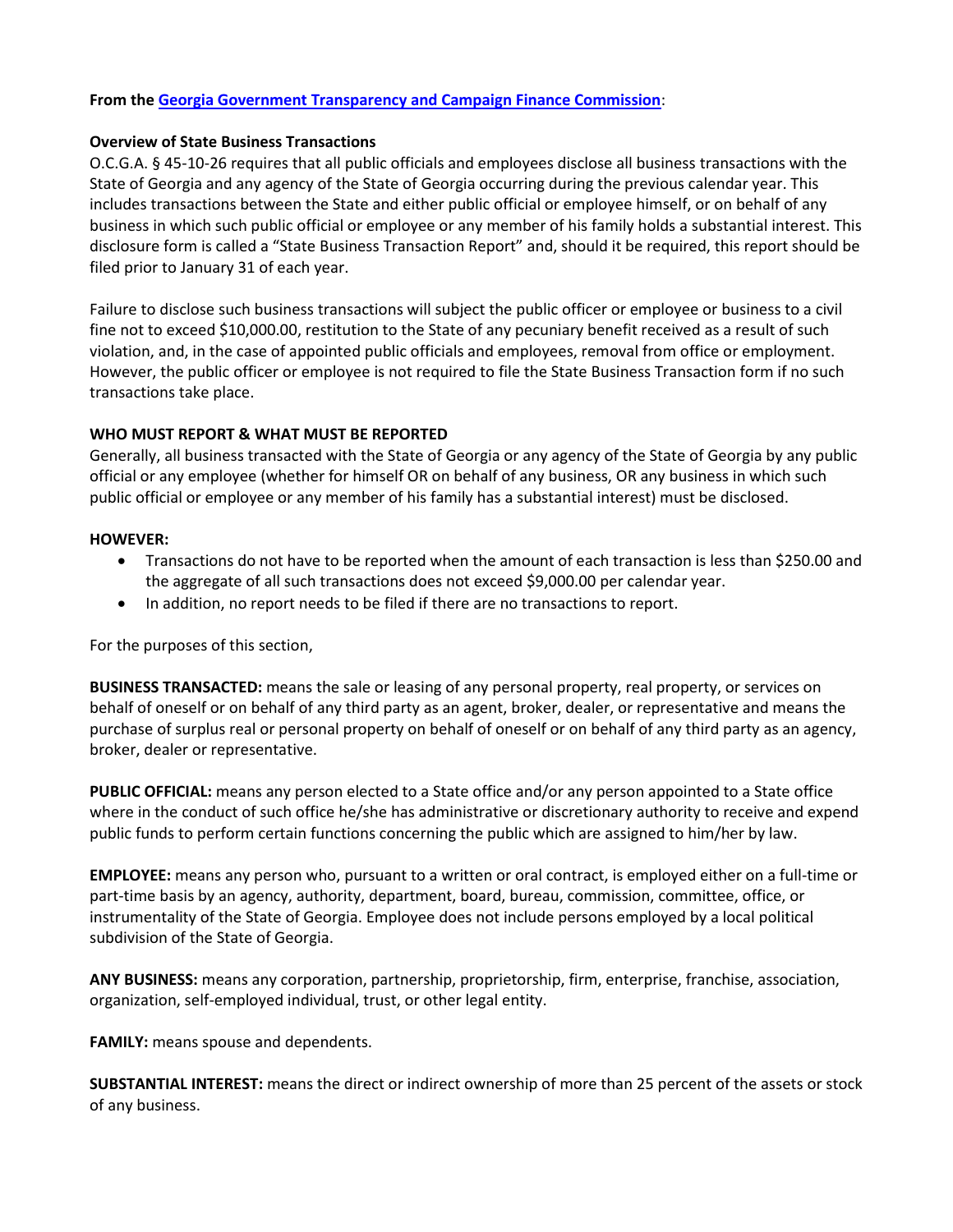**From the [Georgia Government Transparency and Campaign Finance Commission](#):**

**Overview of State Business Transactions**

O.C.G.A. § 45-10-26 requires that all public officials and employees disclose all business transactions with the State of Georgia and any agency of the State of Georgia occurring during the previous calendar year. This includes transactions between the State and either public official or employee himself, or on behalf of any business in which such public official or employee or any member of his family holds a substantial interest. This disclosure form is called a "State Business Transaction Report" and, should it be required, this report should be filed prior to January 31 of each year.

Failure to disclose such business transactions will subject the public officer or employee or business to a civil fine not to exceed $10,000.00, restitution to the State of any pecuniary benefit received as a result of such violation, and, in the case of appointed public officials and employees, removal from office or employment. However, the public officer or employee is not required to file the State Business Transaction form if no such transactions take place.

**WHO MUST REPORT & WHAT MUST BE REPORTED**

Generally, all business transacted with the State of Georgia or any agency of the State of Georgia by any public official or any employee (whether for himself OR on behalf of any business, OR any business in which such public official or employee or any member of his family has a substantial interest) must be disclosed.

**HOWEVER:**

- Transactions do not have to be reported when the amount of each transaction is less than $250.00 and the aggregate of all such transactions does not exceed $9,000.00 per calendar year.
- In addition, no report needs to be filed if there are no transactions to report.

For the purposes of this section,

**BUSINESS TRANSACTED:** means the sale or leasing of any personal property, real property, or services on behalf of oneself or on behalf of any third party as an agent, broker, dealer, or representative and means the purchase of surplus real or personal property on behalf of oneself or on behalf of any third party as an agency, broker, dealer or representative.

**PUBLIC OFFICIAL:** means any person elected to a State office and/or any person appointed to a State office where in the conduct of such office he/she has administrative or discretionary authority to receive and expend public funds to perform certain functions concerning the public which are assigned to him/her by law.

**EMPLOYEE:** means any person who, pursuant to a written or oral contract, is employed either on a full-time or part-time basis by an agency, authority, department, board, bureau, commission, committee, office, or instrumentality of the State of Georgia. Employee does not include persons employed by a local political subdivision of the State of Georgia.

**ANY BUSINESS:** means any corporation, partnership, proprietorship, firm, enterprise, franchise, association, organization, self-employed individual, trust, or other legal entity.

**FAMILY:** means spouse and dependents.

**SUBSTANTIAL INTEREST:** means the direct or indirect ownership of more than 25 percent of the assets or stock of any business.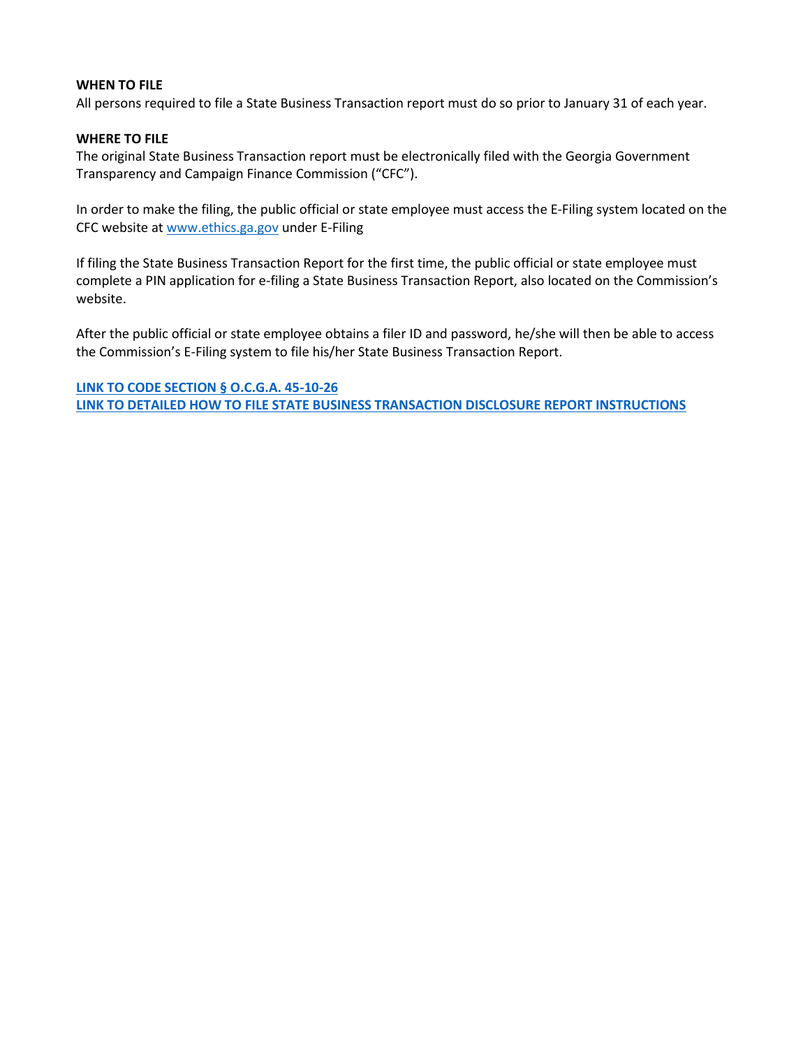**WHEN TO FILE**

All persons required to file a State Business Transaction report must do so prior to January 31 of each year.

**WHERE TO FILE**

The original State Business Transaction report must be electronically filed with the Georgia Government Transparency and Campaign Finance Commission ("CFC").

In order to make the filing, the public official or state employee must access the E-Filing system located on the CFC website at [www.ethics.ga.gov](http://www.ethics.ga.gov) under E-Filing

If filing the State Business Transaction Report for the first time, the public official or state employee must complete a PIN application for e-filing a State Business Transaction Report, also located on the Commission's website.

After the public official or state employee obtains a filer ID and password, he/she will then be able to access the Commission's E-Filing system to file his/her State Business Transaction Report.

**LINK TO CODE SECTION § O.C.G.A. 45-10-26**
**LINK TO DETAILED HOW TO FILE STATE BUSINESS TRANSACTION DISCLOSURE REPORT INSTRUCTIONS**